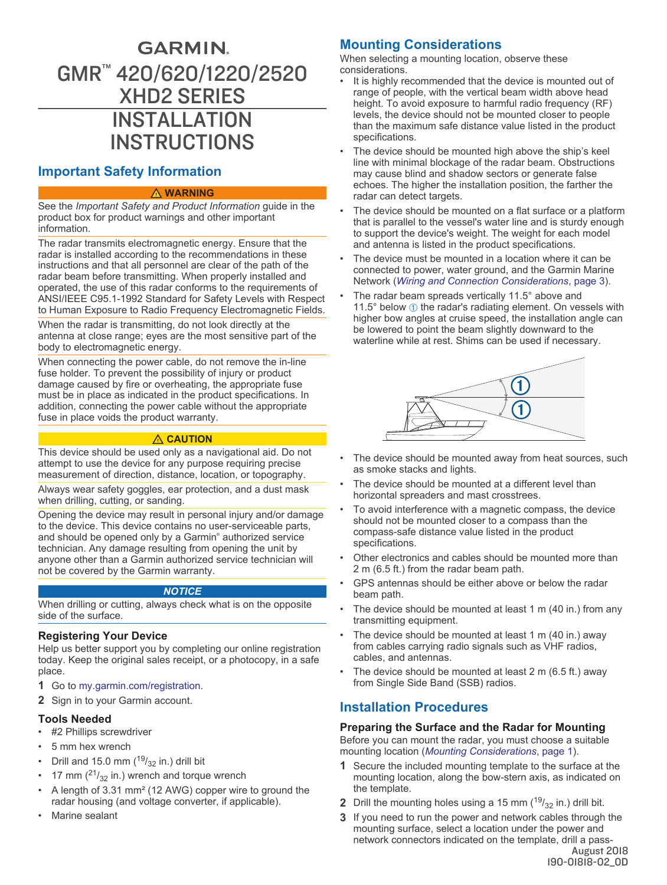# GARMIN

# GMR™ 420/620/1220/2520 XHD2 SERIES INSTALLATION INSTRUCTIONS

## Important Safety Information

**⚠ WARNING**

See the *Important Safety and Product Information* guide in the product box for product warnings and other important information.

The radar transmits electromagnetic energy. Ensure that the radar is installed according to the recommendations in these instructions and that all personnel are clear of the path of the radar beam before transmitting. When properly installed and operated, the use of this radar conforms to the requirements of ANSI/IEEE C95.1-1992 Standard for Safety Levels with Respect to Human Exposure to Radio Frequency Electromagnetic Fields.

When the radar is transmitting, do not look directly at the antenna at close range; eyes are the most sensitive part of the body to electromagnetic energy.

When connecting the power cable, do not remove the in-line fuse holder. To prevent the possibility of injury or product damage caused by fire or overheating, the appropriate fuse must be in place as indicated in the product specifications. In addition, connecting the power cable without the appropriate fuse in place voids the product warranty.

**⚠ CAUTION**

This device should be used only as a navigational aid. Do not attempt to use the device for any purpose requiring precise measurement of direction, distance, location, or topography.

Always wear safety goggles, ear protection, and a dust mask when drilling, cutting, or sanding.

Opening the device may result in personal injury and/or damage to the device. This device contains no user-serviceable parts, and should be opened only by a Garmin® authorized service technician. Any damage resulting from opening the unit by anyone other than a Garmin authorized service technician will not be covered by the Garmin warranty.

***NOTICE***

When drilling or cutting, always check what is on the opposite side of the surface.

### Registering Your Device

Help us better support you by completing our online registration today. Keep the original sales receipt, or a photocopy, in a safe place.

1. Go to my.garmin.com/registration.
2. Sign in to your Garmin account.

### Tools Needed

- #2 Phillips screwdriver
- 5 mm hex wrench
- Drill and 15.0 mm (19/32 in.) drill bit
- 17 mm (21/32 in.) wrench and torque wrench
- A length of 3.31 mm² (12 AWG) copper wire to ground the radar housing (and voltage converter, if applicable).
- Marine sealant

## Mounting Considerations

When selecting a mounting location, observe these considerations.

- It is highly recommended that the device is mounted out of range of people, with the vertical beam width above head height. To avoid exposure to harmful radio frequency (RF) levels, the device should not be mounted closer to people than the maximum safe distance value listed in the product specifications.
- The device should be mounted high above the ship's keel line with minimal blockage of the radar beam. Obstructions may cause blind and shadow sectors or generate false echoes. The higher the installation position, the farther the radar can detect targets.
- The device should be mounted on a flat surface or a platform that is parallel to the vessel's water line and is sturdy enough to support the device's weight. The weight for each model and antenna is listed in the product specifications.
- The device must be mounted in a location where it can be connected to power, water ground, and the Garmin Marine Network (*Wiring and Connection Considerations*, page 3).
- The radar beam spreads vertically 11.5° above and 11.5° below ① the radar's radiating element. On vessels with higher bow angles at cruise speed, the installation angle can be lowered to point the beam slightly downward to the waterline while at rest. Shims can be used if necessary.

- The device should be mounted away from heat sources, such as smoke stacks and lights.
- The device should be mounted at a different level than horizontal spreaders and mast crosstrees.
- To avoid interference with a magnetic compass, the device should not be mounted closer to a compass than the compass-safe distance value listed in the product specifications.
- Other electronics and cables should be mounted more than 2 m (6.5 ft.) from the radar beam path.
- GPS antennas should be either above or below the radar beam path.
- The device should be mounted at least 1 m (40 in.) from any transmitting equipment.
- The device should be mounted at least 1 m (40 in.) away from cables carrying radio signals such as VHF radios, cables, and antennas.
- The device should be mounted at least 2 m (6.5 ft.) away from Single Side Band (SSB) radios.

## Installation Procedures

### Preparing the Surface and the Radar for Mounting

Before you can mount the radar, you must choose a suitable mounting location (*Mounting Considerations*, page 1).

1. Secure the included mounting template to the surface at the mounting location, along the bow-stern axis, as indicated on the template.
2. Drill the mounting holes using a 15 mm (19/32 in.) drill bit.
3. If you need to run the power and network cables through the mounting surface, select a location under the power and network connectors indicated on the template, drill a pass-

August 2018
190-01818-02_0D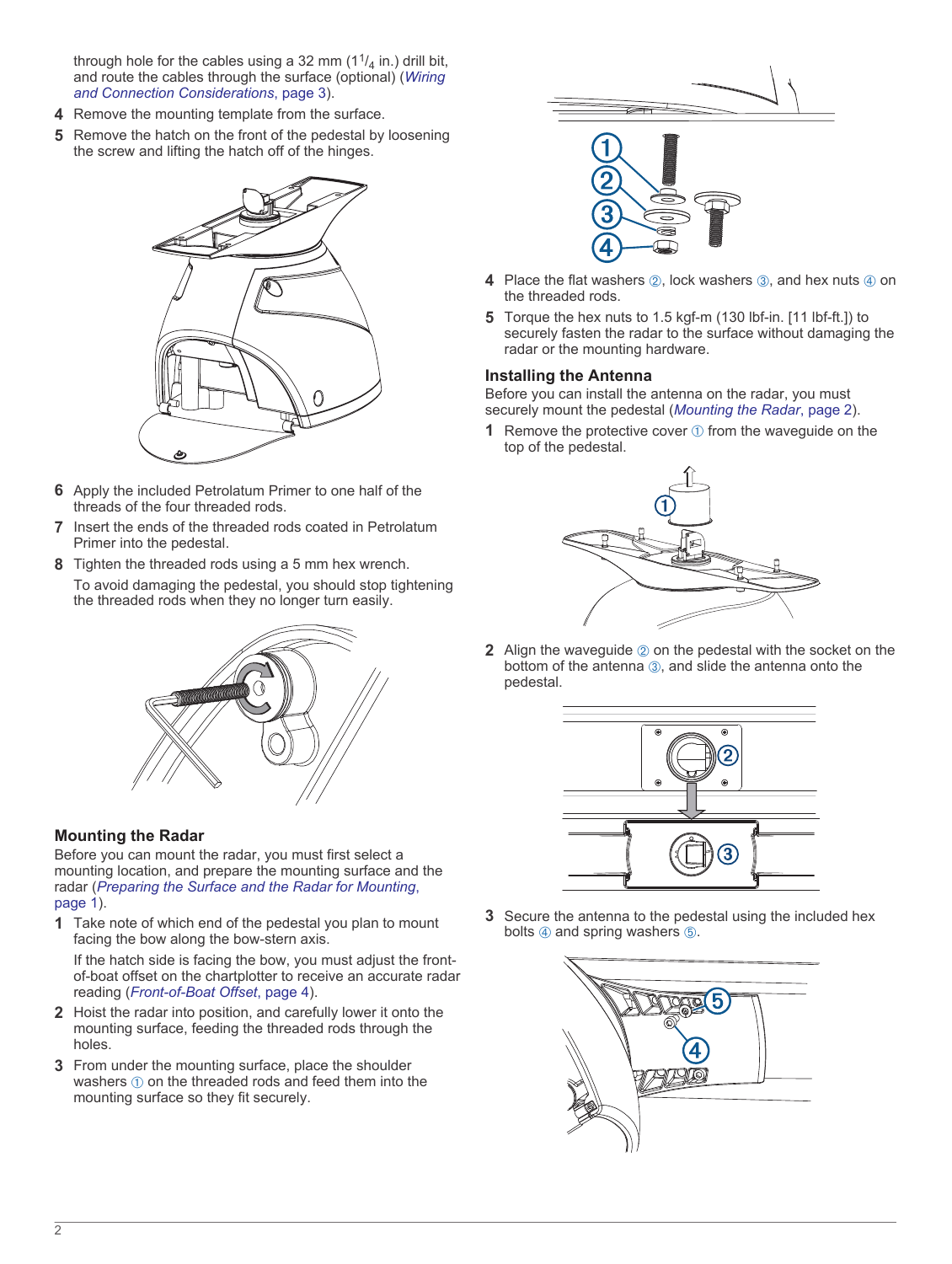through hole for the cables using a 32 mm (1 1/4 in.) drill bit, and route the cables through the surface (optional) (*Wiring and Connection Considerations*, page 3).

4. Remove the mounting template from the surface.
5. Remove the hatch on the front of the pedestal by loosening the screw and lifting the hatch off of the hinges.
6. Apply the included Petrolatum Primer to one half of the threads of the four threaded rods.
7. Insert the ends of the threaded rods coated in Petrolatum Primer into the pedestal.
8. Tighten the threaded rods using a 5 mm hex wrench.

   To avoid damaging the pedestal, you should stop tightening the threaded rods when they no longer turn easily.

### Mounting the Radar

Before you can mount the radar, you must first select a mounting location, and prepare the mounting surface and the radar (*Preparing the Surface and the Radar for Mounting*, page 1).

1. Take note of which end of the pedestal you plan to mount facing the bow along the bow-stern axis.

   If the hatch side is facing the bow, you must adjust the front-of-boat offset on the chartplotter to receive an accurate radar reading (*Front-of-Boat Offset*, page 4).
2. Hoist the radar into position, and carefully lower it onto the mounting surface, feeding the threaded rods through the holes.
3. From under the mounting surface, place the shoulder washers ① on the threaded rods and feed them into the mounting surface so they fit securely.
4. Place the flat washers ②, lock washers ③, and hex nuts ④ on the threaded rods.
5. Torque the hex nuts to 1.5 kgf-m (130 lbf-in. [11 lbf-ft.]) to securely fasten the radar to the surface without damaging the radar or the mounting hardware.

### Installing the Antenna

Before you can install the antenna on the radar, you must securely mount the pedestal (*Mounting the Radar*, page 2).

1. Remove the protective cover ① from the waveguide on the top of the pedestal.
2. Align the waveguide ② on the pedestal with the socket on the bottom of the antenna ③, and slide the antenna onto the pedestal.
3. Secure the antenna to the pedestal using the included hex bolts ④ and spring washers ⑤.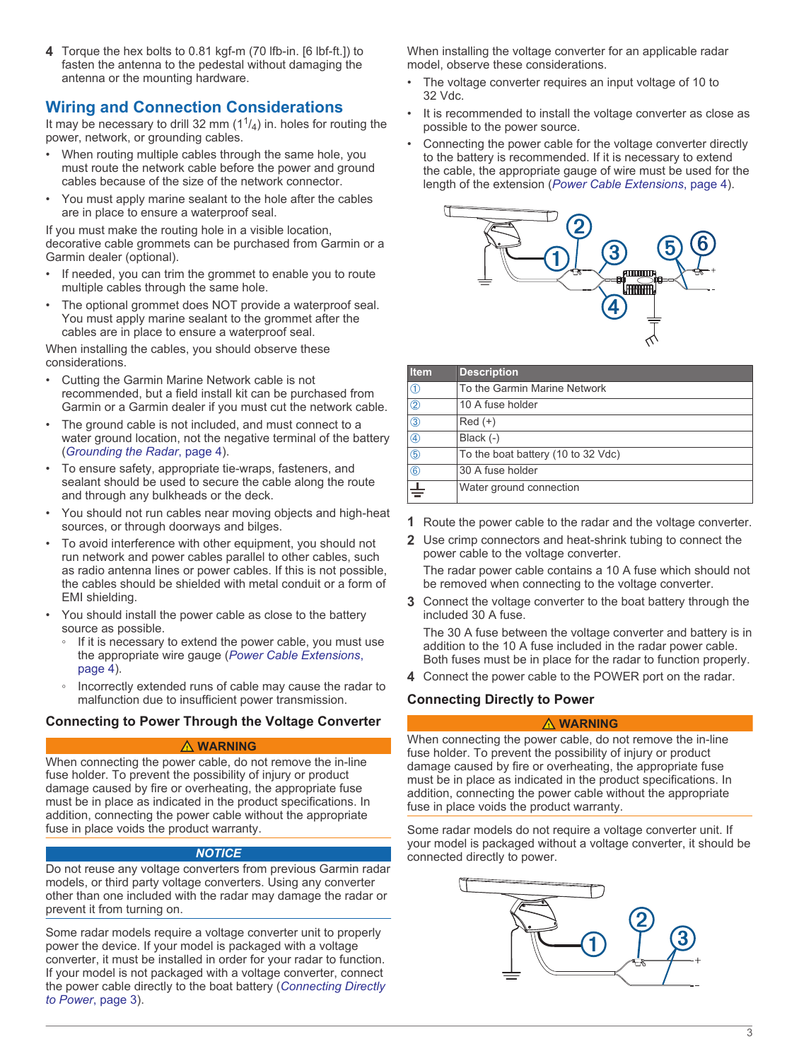4 Torque the hex bolts to 0.81 kgf-m (70 lbf-in. [6 lbf-ft.]) to fasten the antenna to the pedestal without damaging the antenna or the mounting hardware.

## Wiring and Connection Considerations

It may be necessary to drill 32 mm (1[1]/[4]) in. holes for routing the power, network, or grounding cables.

- When routing multiple cables through the same hole, you must route the network cable before the power and ground cables because of the size of the network connector.
- You must apply marine sealant to the hole after the cables are in place to ensure a waterproof seal.

If you must make the routing hole in a visible location, decorative cable grommets can be purchased from Garmin or a Garmin dealer (optional).

- If needed, you can trim the grommet to enable you to route multiple cables through the same hole.
- The optional grommet does NOT provide a waterproof seal. You must apply marine sealant to the grommet after the cables are in place to ensure a waterproof seal.

When installing the cables, you should observe these considerations.

- Cutting the Garmin Marine Network cable is not recommended, but a field install kit can be purchased from Garmin or a Garmin dealer if you must cut the network cable.
- The ground cable is not included, and must connect to a water ground location, not the negative terminal of the battery (*Grounding the Radar*, page 4).
- To ensure safety, appropriate tie-wraps, fasteners, and sealant should be used to secure the cable along the route and through any bulkheads or the deck.
- You should not run cables near moving objects and high-heat sources, or through doorways and bilges.
- To avoid interference with other equipment, you should not run network and power cables parallel to other cables, such as radio antenna lines or power cables. If this is not possible, the cables should be shielded with metal conduit or a form of EMI shielding.
- You should install the power cable as close to the battery source as possible.
  - If it is necessary to extend the power cable, you must use the appropriate wire gauge (*Power Cable Extensions*, page 4).
  - Incorrectly extended runs of cable may cause the radar to malfunction due to insufficient power transmission.

### Connecting to Power Through the Voltage Converter

**⚠ WARNING**

When connecting the power cable, do not remove the in-line fuse holder. To prevent the possibility of injury or product damage caused by fire or overheating, the appropriate fuse must be in place as indicated in the product specifications. In addition, connecting the power cable without the appropriate fuse in place voids the product warranty.

**NOTICE**

Do not reuse any voltage converters from previous Garmin radar models, or third party voltage converters. Using any converter other than one included with the radar may damage the radar or prevent it from turning on.

Some radar models require a voltage converter unit to properly power the device. If your model is packaged with a voltage converter, it must be installed in order for your radar to function. If your model is not packaged with a voltage converter, connect the power cable directly to the boat battery (*Connecting Directly to Power*, page 3).

When installing the voltage converter for an applicable radar model, observe these considerations.

- The voltage converter requires an input voltage of 10 to 32 Vdc.
- It is recommended to install the voltage converter as close as possible to the power source.
- Connecting the power cable for the voltage converter directly to the battery is recommended. If it is necessary to extend the cable, the appropriate gauge of wire must be used for the length of the extension (*Power Cable Extensions*, page 4).

| Item | Description |
| --- | --- |
| ① | To the Garmin Marine Network |
| ② | 10 A fuse holder |
| ③ | Red (+) |
| ④ | Black (-) |
| ⑤ | To the boat battery (10 to 32 Vdc) |
| ⑥ | 30 A fuse holder |
| ⏚ | Water ground connection |

1. Route the power cable to the radar and the voltage converter.
2. Use crimp connectors and heat-shrink tubing to connect the power cable to the voltage converter.
   The radar power cable contains a 10 A fuse which should not be removed when connecting to the voltage converter.
3. Connect the voltage converter to the boat battery through the included 30 A fuse.
   The 30 A fuse between the voltage converter and battery is in addition to the 10 A fuse included in the radar power cable. Both fuses must be in place for the radar to function properly.
4. Connect the power cable to the POWER port on the radar.

### Connecting Directly to Power

**⚠ WARNING**

When connecting the power cable, do not remove the in-line fuse holder. To prevent the possibility of injury or product damage caused by fire or overheating, the appropriate fuse must be in place as indicated in the product specifications. In addition, connecting the power cable without the appropriate fuse in place voids the product warranty.

Some radar models do not require a voltage converter unit. If your model is packaged without a voltage converter, it should be connected directly to power.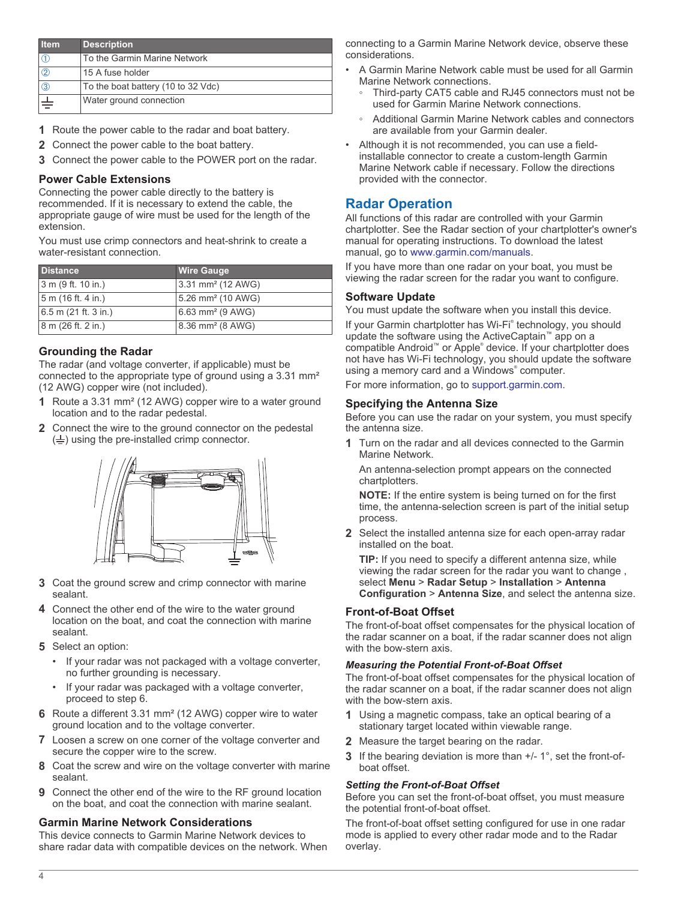| Item | Description |
|---|---|
| ① | To the Garmin Marine Network |
| ② | 15 A fuse holder |
| ③ | To the boat battery (10 to 32 Vdc) |
| ⏚ | Water ground connection |

1. Route the power cable to the radar and boat battery.
2. Connect the power cable to the boat battery.
3. Connect the power cable to the POWER port on the radar.

### Power Cable Extensions

Connecting the power cable directly to the battery is recommended. If it is necessary to extend the cable, the appropriate gauge of wire must be used for the length of the extension.

You must use crimp connectors and heat-shrink to create a water-resistant connection.

| Distance | Wire Gauge |
|---|---|
| 3 m (9 ft. 10 in.) | 3.31 mm² (12 AWG) |
| 5 m (16 ft. 4 in.) | 5.26 mm² (10 AWG) |
| 6.5 m (21 ft. 3 in.) | 6.63 mm² (9 AWG) |
| 8 m (26 ft. 2 in.) | 8.36 mm² (8 AWG) |

### Grounding the Radar

The radar (and voltage converter, if applicable) must be connected to the appropriate type of ground using a 3.31 mm² (12 AWG) copper wire (not included).

1. Route a 3.31 mm² (12 AWG) copper wire to a water ground location and to the radar pedestal.
2. Connect the wire to the ground connector on the pedestal (⏚) using the pre-installed crimp connector.
3. Coat the ground screw and crimp connector with marine sealant.
4. Connect the other end of the wire to the water ground location on the boat, and coat the connection with marine sealant.
5. Select an option:
   - If your radar was not packaged with a voltage converter, no further grounding is necessary.
   - If your radar was packaged with a voltage converter, proceed to step 6.
6. Route a different 3.31 mm² (12 AWG) copper wire to water ground location and to the voltage converter.
7. Loosen a screw on one corner of the voltage converter and secure the copper wire to the screw.
8. Coat the screw and wire on the voltage converter with marine sealant.
9. Connect the other end of the wire to the RF ground location on the boat, and coat the connection with marine sealant.

### Garmin Marine Network Considerations

This device connects to Garmin Marine Network devices to share radar data with compatible devices on the network. When connecting to a Garmin Marine Network device, observe these considerations.

- A Garmin Marine Network cable must be used for all Garmin Marine Network connections.
  - Third-party CAT5 cable and RJ45 connectors must not be used for Garmin Marine Network connections.
  - Additional Garmin Marine Network cables and connectors are available from your Garmin dealer.
- Although it is not recommended, you can use a field-installable connector to create a custom-length Garmin Marine Network cable if necessary. Follow the directions provided with the connector.

## Radar Operation

All functions of this radar are controlled with your Garmin chartplotter. See the Radar section of your chartplotter's owner's manual for operating instructions. To download the latest manual, go to www.garmin.com/manuals.

If you have more than one radar on your boat, you must be viewing the radar screen for the radar you want to configure.

### Software Update

You must update the software when you install this device.

If your Garmin chartplotter has Wi‑Fi® technology, you should update the software using the ActiveCaptain™ app on a compatible Android™ or Apple® device. If your chartplotter does not have Wi‑Fi technology, you should update the software using a memory card and a Windows® computer.

For more information, go to support.garmin.com.

### Specifying the Antenna Size

Before you can use the radar on your system, you must specify the antenna size.

1. Turn on the radar and all devices connected to the Garmin Marine Network.

   An antenna-selection prompt appears on the connected chartplotters.

   **NOTE:** If the entire system is being turned on for the first time, the antenna-selection screen is part of the initial setup process.
2. Select the installed antenna size for each open-array radar installed on the boat.

   **TIP:** If you need to specify a different antenna size, while viewing the radar screen for the radar you want to change , select **Menu** > **Radar Setup** > **Installation** > **Antenna Configuration** > **Antenna Size**, and select the antenna size.

### Front-of-Boat Offset

The front-of-boat offset compensates for the physical location of the radar scanner on a boat, if the radar scanner does not align with the bow-stern axis.

#### *Measuring the Potential Front-of-Boat Offset*

The front-of-boat offset compensates for the physical location of the radar scanner on a boat, if the radar scanner does not align with the bow-stern axis.

1. Using a magnetic compass, take an optical bearing of a stationary target located within viewable range.
2. Measure the target bearing on the radar.
3. If the bearing deviation is more than +/- 1°, set the front-of-boat offset.

#### *Setting the Front-of-Boat Offset*

Before you can set the front-of-boat offset, you must measure the potential front-of-boat offset.

The front-of-boat offset setting configured for use in one radar mode is applied to every other radar mode and to the Radar overlay.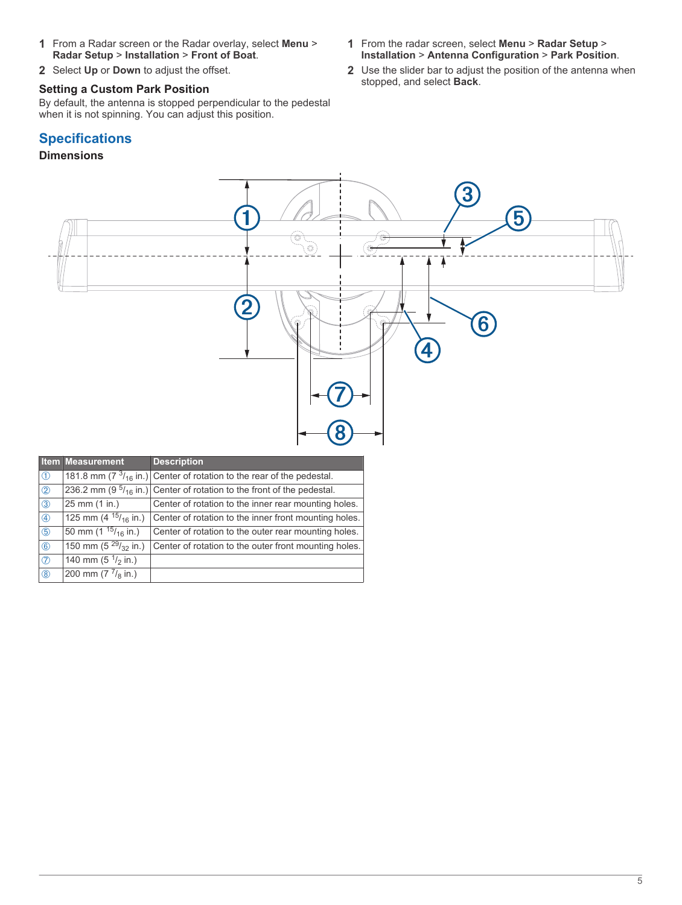1. From a Radar screen or the Radar overlay, select **Menu** > **Radar Setup** > **Installation** > **Front of Boat**.
2. Select **Up** or **Down** to adjust the offset.

### Setting a Custom Park Position

By default, the antenna is stopped perpendicular to the pedestal when it is not spinning. You can adjust this position.

1. From the radar screen, select **Menu** > **Radar Setup** > **Installation** > **Antenna Configuration** > **Park Position**.
2. Use the slider bar to adjust the position of the antenna when stopped, and select **Back**.

## Specifications

### Dimensions

| Item | Measurement | Description |
|---|---|---|
| ① | 181.8 mm (7 3/16 in.) | Center of rotation to the rear of the pedestal. |
| ② | 236.2 mm (9 5/16 in.) | Center of rotation to the front of the pedestal. |
| ③ | 25 mm (1 in.) | Center of rotation to the inner rear mounting holes. |
| ④ | 125 mm (4 15/16 in.) | Center of rotation to the inner front mounting holes. |
| ⑤ | 50 mm (1 15/16 in.) | Center of rotation to the outer rear mounting holes. |
| ⑥ | 150 mm (5 29/32 in.) | Center of rotation to the outer front mounting holes. |
| ⑦ | 140 mm (5 1/2 in.) | |
| ⑧ | 200 mm (7 7/8 in.) | |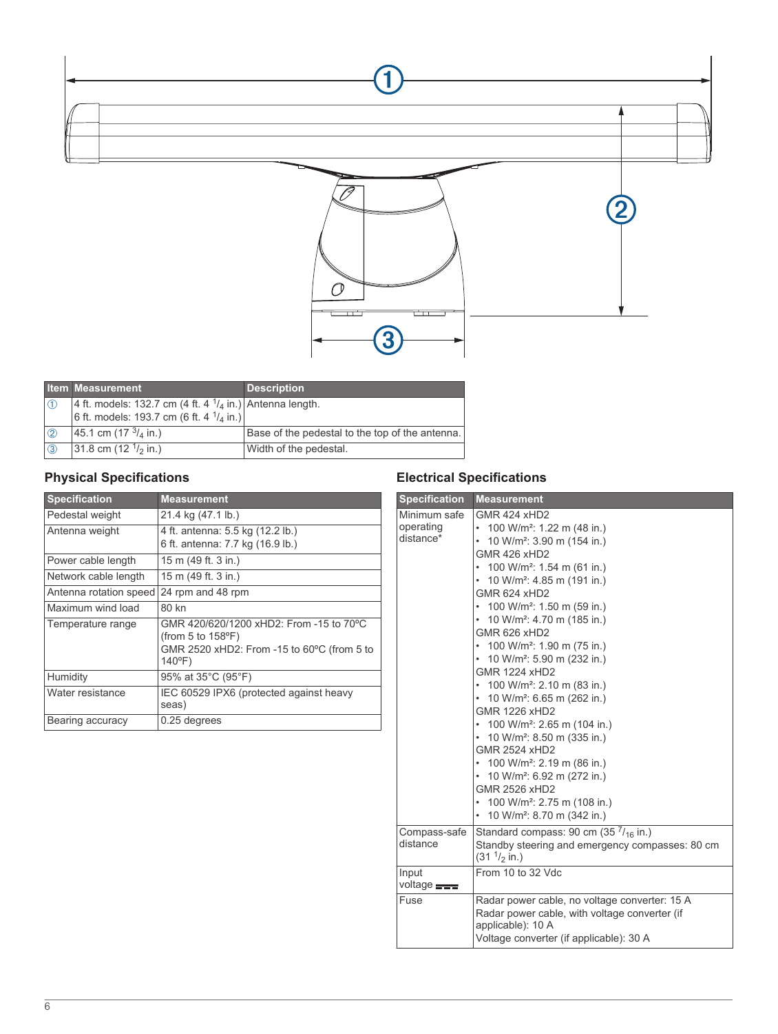| Item | Measurement | Description |
|---|---|---|
| ① | 4 ft. models: 132.7 cm (4 ft. 4 $^{1}/_{4}$ in.)<br>6 ft. models: 193.7 cm (6 ft. 4 $^{1}/_{4}$ in.) | Antenna length. |
| ② | 45.1 cm (17 $^{3}/_{4}$ in.) | Base of the pedestal to the top of the antenna. |
| ③ | 31.8 cm (12 $^{1}/_{2}$ in.) | Width of the pedestal. |

## Physical Specifications

| Specification | Measurement |
|---|---|
| Pedestal weight | 21.4 kg (47.1 lb.) |
| Antenna weight | 4 ft. antenna: 5.5 kg (12.2 lb.)<br>6 ft. antenna: 7.7 kg (16.9 lb.) |
| Power cable length | 15 m (49 ft. 3 in.) |
| Network cable length | 15 m (49 ft. 3 in.) |
| Antenna rotation speed | 24 rpm and 48 rpm |
| Maximum wind load | 80 kn |
| Temperature range | GMR 420/620/1200 xHD2: From -15 to 70ºC (from 5 to 158ºF)<br>GMR 2520 xHD2: From -15 to 60ºC (from 5 to 140ºF) |
| Humidity | 95% at 35°C (95°F) |
| Water resistance | IEC 60529 IPX6 (protected against heavy seas) |
| Bearing accuracy | 0.25 degrees |

## Electrical Specifications

| Specification | Measurement |
|---|---|
| Minimum safe operating distance* | GMR 424 xHD2<br>• 100 W/m²: 1.22 m (48 in.)<br>• 10 W/m²: 3.90 m (154 in.)<br>GMR 426 xHD2<br>• 100 W/m²: 1.54 m (61 in.)<br>• 10 W/m²: 4.85 m (191 in.)<br>GMR 624 xHD2<br>• 100 W/m²: 1.50 m (59 in.)<br>• 10 W/m²: 4.70 m (185 in.)<br>GMR 626 xHD2<br>• 100 W/m²: 1.90 m (75 in.)<br>• 10 W/m²: 5.90 m (232 in.)<br>GMR 1224 xHD2<br>• 100 W/m²: 2.10 m (83 in.)<br>• 10 W/m²: 6.65 m (262 in.)<br>GMR 1226 xHD2<br>• 100 W/m²: 2.65 m (104 in.)<br>• 10 W/m²: 8.50 m (335 in.)<br>GMR 2524 xHD2<br>• 100 W/m²: 2.19 m (86 in.)<br>• 10 W/m²: 6.92 m (272 in.)<br>GMR 2526 xHD2<br>• 100 W/m²: 2.75 m (108 in.)<br>• 10 W/m²: 8.70 m (342 in.) |
| Compass-safe distance | Standard compass: 90 cm (35 $^{7}/_{16}$ in.)<br>Standby steering and emergency compasses: 80 cm (31 $^{1}/_{2}$ in.) |
| Input voltage ⎓ | From 10 to 32 Vdc |
| Fuse | Radar power cable, no voltage converter: 15 A<br>Radar power cable, with voltage converter (if applicable): 10 A<br>Voltage converter (if applicable): 30 A |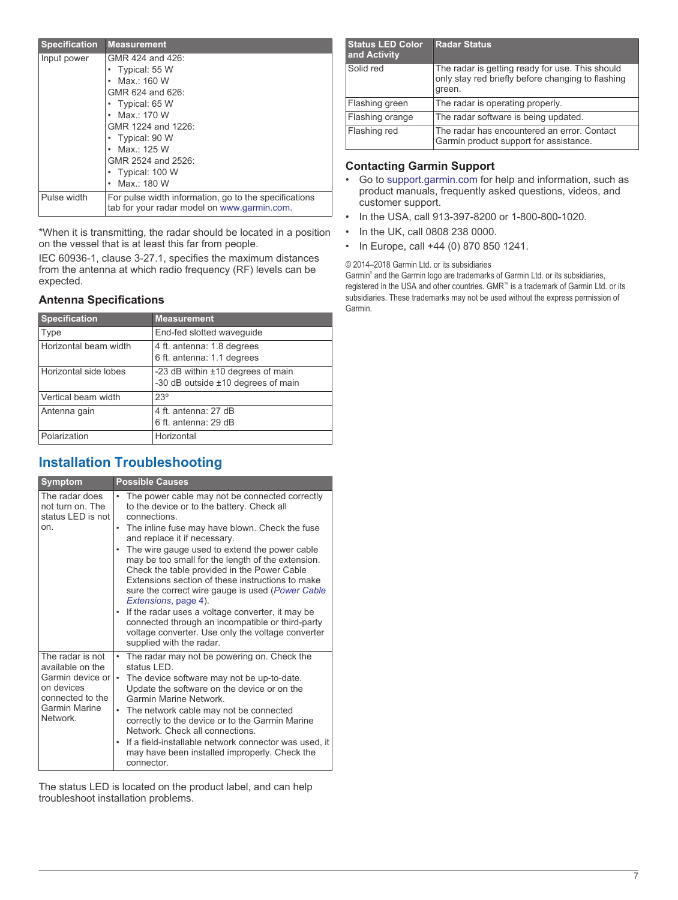| Specification | Measurement |
| --- | --- |
| Input power | GMR 424 and 426:<br>• Typical: 55 W<br>• Max.: 160 W<br>GMR 624 and 626:<br>• Typical: 65 W<br>• Max.: 170 W<br>GMR 1224 and 1226:<br>• Typical: 90 W<br>• Max.: 125 W<br>GMR 2524 and 2526:<br>• Typical: 100 W<br>• Max.: 180 W |
| Pulse width | For pulse width information, go to the specifications tab for your radar model on www.garmin.com. |

*When it is transmitting, the radar should be located in a position on the vessel that is at least this far from people.

IEC 60936-1, clause 3-27.1, specifies the maximum distances from the antenna at which radio frequency (RF) levels can be expected.

### Antenna Specifications

| Specification | Measurement |
| --- | --- |
| Type | End-fed slotted waveguide |
| Horizontal beam width | 4 ft. antenna: 1.8 degrees<br>6 ft. antenna: 1.1 degrees |
| Horizontal side lobes | -23 dB within ±10 degrees of main<br>-30 dB outside ±10 degrees of main |
| Vertical beam width | 23º |
| Antenna gain | 4 ft. antenna: 27 dB<br>6 ft. antenna: 29 dB |
| Polarization | Horizontal |

## Installation Troubleshooting

| Symptom | Possible Causes |
| --- | --- |
| The radar does not turn on. The status LED is not on. | • The power cable may not be connected correctly to the device or to the battery. Check all connections.<br>• The inline fuse may have blown. Check the fuse and replace it if necessary.<br>• The wire gauge used to extend the power cable may be too small for the length of the extension. Check the table provided in the Power Cable Extensions section of these instructions to make sure the correct wire gauge is used (*Power Cable Extensions*, page 4).<br>• If the radar uses a voltage converter, it may be connected through an incompatible or third-party voltage converter. Use only the voltage converter supplied with the radar. |
| The radar is not available on the Garmin device or on devices connected to the Garmin Marine Network. | • The radar may not be powering on. Check the status LED.<br>• The device software may not be up-to-date. Update the software on the device or on the Garmin Marine Network.<br>• The network cable may not be connected correctly to the device or to the Garmin Marine Network. Check all connections.<br>• If a field-installable network connector was used, it may have been installed improperly. Check the connector. |

The status LED is located on the product label, and can help troubleshoot installation problems.

| Status LED Color and Activity | Radar Status |
| --- | --- |
| Solid red | The radar is getting ready for use. This should only stay red briefly before changing to flashing green. |
| Flashing green | The radar is operating properly. |
| Flashing orange | The radar software is being updated. |
| Flashing red | The radar has encountered an error. Contact Garmin product support for assistance. |

### Contacting Garmin Support

- Go to support.garmin.com for help and information, such as product manuals, frequently asked questions, videos, and customer support.
- In the USA, call 913-397-8200 or 1-800-800-1020.
- In the UK, call 0808 238 0000.
- In Europe, call +44 (0) 870 850 1241.

© 2014–2018 Garmin Ltd. or its subsidiaries

Garmin® and the Garmin logo are trademarks of Garmin Ltd. or its subsidiaries, registered in the USA and other countries. GMR™ is a trademark of Garmin Ltd. or its subsidiaries. These trademarks may not be used without the express permission of Garmin.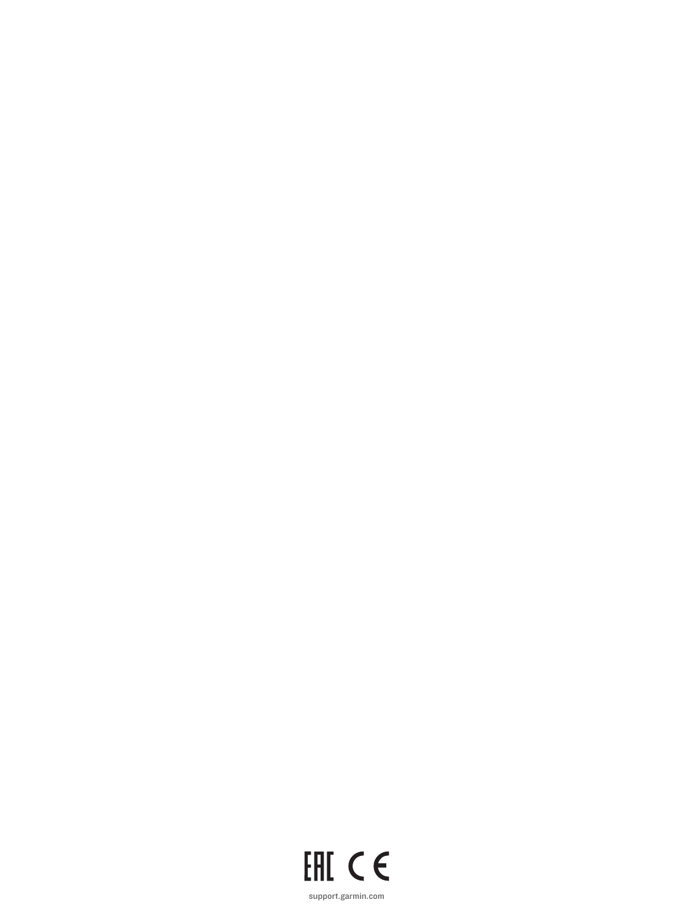EAC CE

support.garmin.com